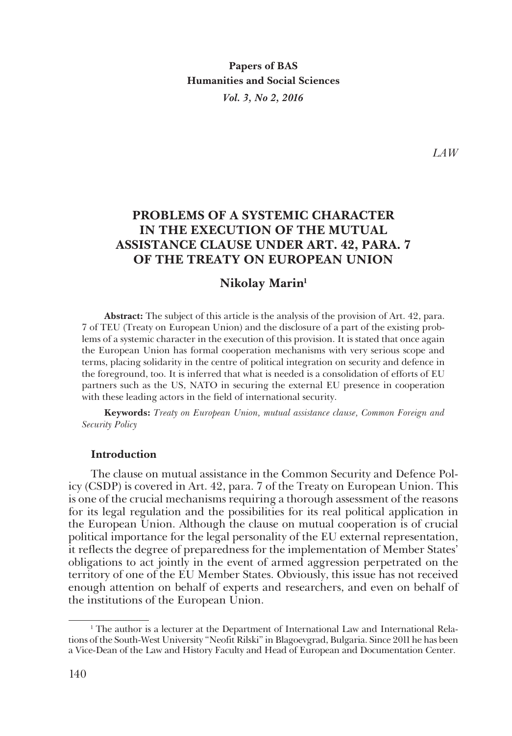**Papers of BAS**
**Humanities and Social Sciences**
***Vol. 3, No 2, 2016***

*LAW*

# PROBLEMS OF A SYSTEMIC CHARACTER IN THE EXECUTION OF THE MUTUAL ASSISTANCE CLAUSE UNDER ART. 42, PARA. 7 OF THE TREATY ON EUROPEAN UNION

**Nikolay Marin[1]**

**Abstract:** The subject of this article is the analysis of the provision of Art. 42, para. 7 of TEU (Treaty on European Union) and the disclosure of a part of the existing problems of a systemic character in the execution of this provision. It is stated that once again the European Union has formal cooperation mechanisms with very serious scope and terms, placing solidarity in the centre of political integration on security and defence in the foreground, too. It is inferred that what is needed is a consolidation of efforts of EU partners such as the US, NATO in securing the external EU presence in cooperation with these leading actors in the field of international security.

**Keywords:** *Treaty on European Union, mutual assistance clause, Common Foreign and Security Policy*

## Introduction

The clause on mutual assistance in the Common Security and Defence Policy (CSDP) is covered in Art. 42, para. 7 of the Treaty on European Union. This is one of the crucial mechanisms requiring a thorough assessment of the reasons for its legal regulation and the possibilities for its real political application in the European Union. Although the clause on mutual cooperation is of crucial political importance for the legal personality of the EU external representation, it reflects the degree of preparedness for the implementation of Member States' obligations to act jointly in the event of armed aggression perpetrated on the territory of one of the EU Member States. Obviously, this issue has not received enough attention on behalf of experts and researchers, and even on behalf of the institutions of the European Union.

---

[1] The author is a lecturer at the Department of International Law and International Relations of the South-West University "Neofit Rilski" in Blagoevgrad, Bulgaria. Since 2011 he has been a Vice-Dean of the Law and History Faculty and Head of European and Documentation Center.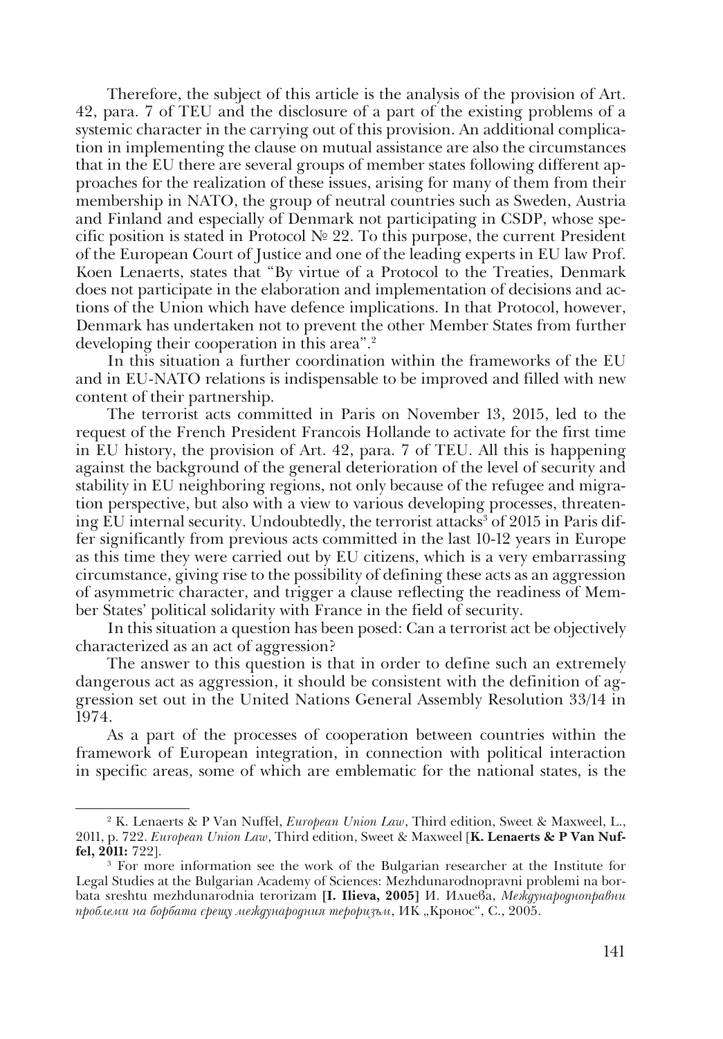Therefore, the subject of this article is the analysis of the provision of Art. 42, para. 7 of TEU and the disclosure of a part of the existing problems of a systemic character in the carrying out of this provision. An additional complication in implementing the clause on mutual assistance are also the circumstances that in the EU there are several groups of member states following different approaches for the realization of these issues, arising for many of them from their membership in NATO, the group of neutral countries such as Sweden, Austria and Finland and especially of Denmark not participating in CSDP, whose specific position is stated in Protocol № 22. To this purpose, the current President of the European Court of Justice and one of the leading experts in EU law Prof. Koen Lenaerts, states that "By virtue of a Protocol to the Treaties, Denmark does not participate in the elaboration and implementation of decisions and actions of the Union which have defence implications. In that Protocol, however, Denmark has undertaken not to prevent the other Member States from further developing their cooperation in this area".[2]

In this situation a further coordination within the frameworks of the EU and in EU-NATO relations is indispensable to be improved and filled with new content of their partnership.

The terrorist acts committed in Paris on November 13, 2015, led to the request of the French President Francois Hollande to activate for the first time in EU history, the provision of Art. 42, para. 7 of TEU. All this is happening against the background of the general deterioration of the level of security and stability in EU neighboring regions, not only because of the refugee and migration perspective, but also with a view to various developing processes, threatening EU internal security. Undoubtedly, the terrorist attacks[3] of 2015 in Paris differ significantly from previous acts committed in the last 10-12 years in Europe as this time they were carried out by EU citizens, which is a very embarrassing circumstance, giving rise to the possibility of defining these acts as an aggression of asymmetric character, and trigger a clause reflecting the readiness of Member States' political solidarity with France in the field of security.

In this situation a question has been posed: Can a terrorist act be objectively characterized as an act of aggression?

The answer to this question is that in order to define such an extremely dangerous act as aggression, it should be consistent with the definition of aggression set out in the United Nations General Assembly Resolution 33/14 in 1974.

As a part of the processes of cooperation between countries within the framework of European integration, in connection with political interaction in specific areas, some of which are emblematic for the national states, is the

---

[2] K. Lenaerts & P Van Nuffel, *European Union Law*, Third edition, Sweet & Maxweel, L., 2011, p. 722. *European Union Law*, Third edition, Sweet & Maxweel [**K. Lenaerts & P Van Nuffel, 2011:** 722].

[3] For more information see the work of the Bulgarian researcher at the Institute for Legal Studies at the Bulgarian Academy of Sciences: Mezhdunarodnopravni problemi na borbata sreshtu mezhdunarodnia terorizam **[I. Ilieva, 2005]** И. Илиева, *Международноправни проблеми на борбата срещу международния тероризъм*, ИК „Кронос", С., 2005.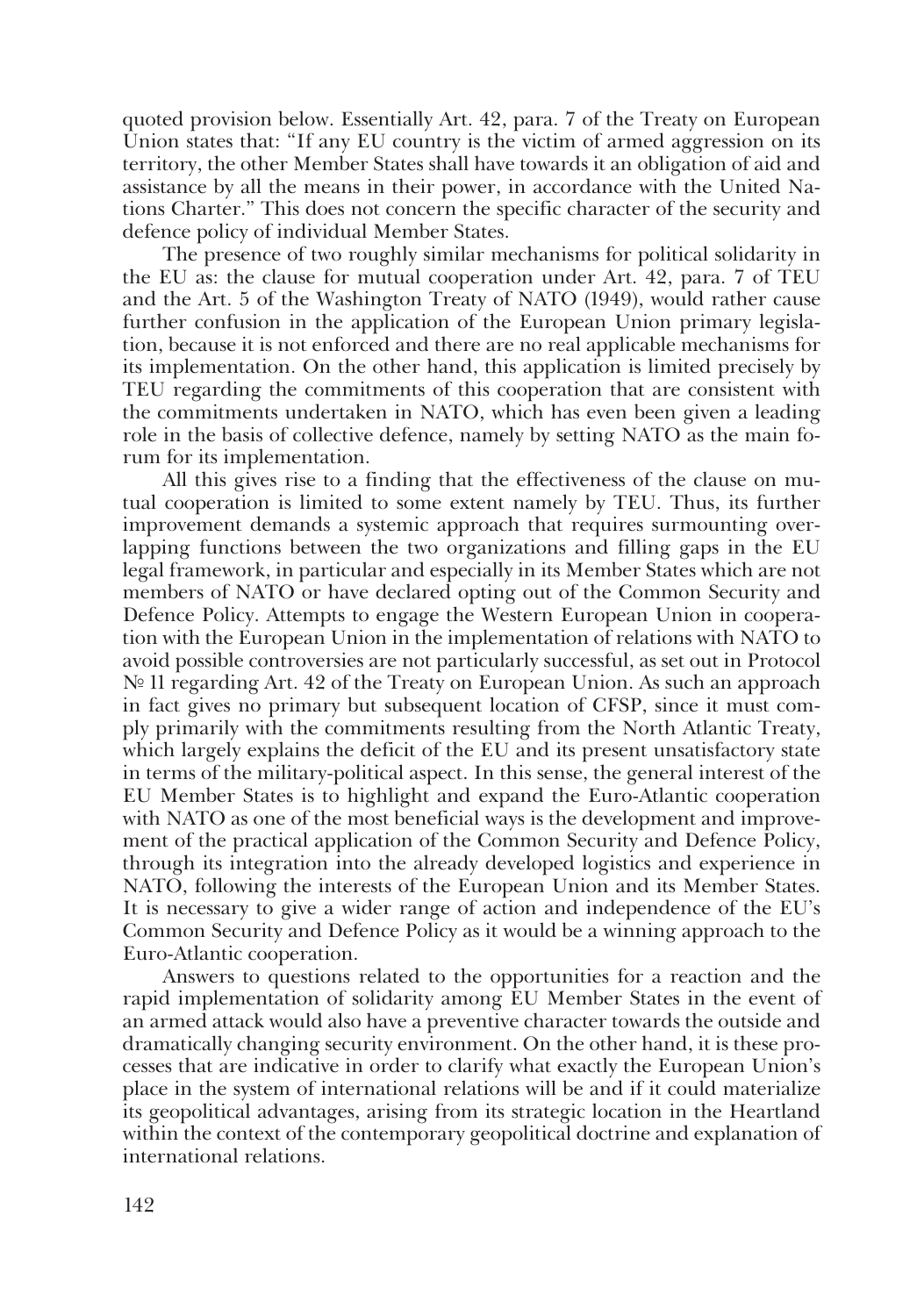quoted provision below. Essentially Art. 42, para. 7 of the Treaty on European Union states that: "If any EU country is the victim of armed aggression on its territory, the other Member States shall have towards it an obligation of aid and assistance by all the means in their power, in accordance with the United Nations Charter." This does not concern the specific character of the security and defence policy of individual Member States.

The presence of two roughly similar mechanisms for political solidarity in the EU as: the clause for mutual cooperation under Art. 42, para. 7 of TEU and the Art. 5 of the Washington Treaty of NATO (1949), would rather cause further confusion in the application of the European Union primary legislation, because it is not enforced and there are no real applicable mechanisms for its implementation. On the other hand, this application is limited precisely by TEU regarding the commitments of this cooperation that are consistent with the commitments undertaken in NATO, which has even been given a leading role in the basis of collective defence, namely by setting NATO as the main forum for its implementation.

All this gives rise to a finding that the effectiveness of the clause on mutual cooperation is limited to some extent namely by TEU. Thus, its further improvement demands a systemic approach that requires surmounting overlapping functions between the two organizations and filling gaps in the EU legal framework, in particular and especially in its Member States which are not members of NATO or have declared opting out of the Common Security and Defence Policy. Attempts to engage the Western European Union in cooperation with the European Union in the implementation of relations with NATO to avoid possible controversies are not particularly successful, as set out in Protocol № 11 regarding Art. 42 of the Treaty on European Union. As such an approach in fact gives no primary but subsequent location of CFSP, since it must comply primarily with the commitments resulting from the North Atlantic Treaty, which largely explains the deficit of the EU and its present unsatisfactory state in terms of the military-political aspect. In this sense, the general interest of the EU Member States is to highlight and expand the Euro-Atlantic cooperation with NATO as one of the most beneficial ways is the development and improvement of the practical application of the Common Security and Defence Policy, through its integration into the already developed logistics and experience in NATO, following the interests of the European Union and its Member States. It is necessary to give a wider range of action and independence of the EU's Common Security and Defence Policy as it would be a winning approach to the Euro-Atlantic cooperation.

Answers to questions related to the opportunities for a reaction and the rapid implementation of solidarity among EU Member States in the event of an armed attack would also have a preventive character towards the outside and dramatically changing security environment. On the other hand, it is these processes that are indicative in order to clarify what exactly the European Union's place in the system of international relations will be and if it could materialize its geopolitical advantages, arising from its strategic location in the Heartland within the context of the contemporary geopolitical doctrine and explanation of international relations.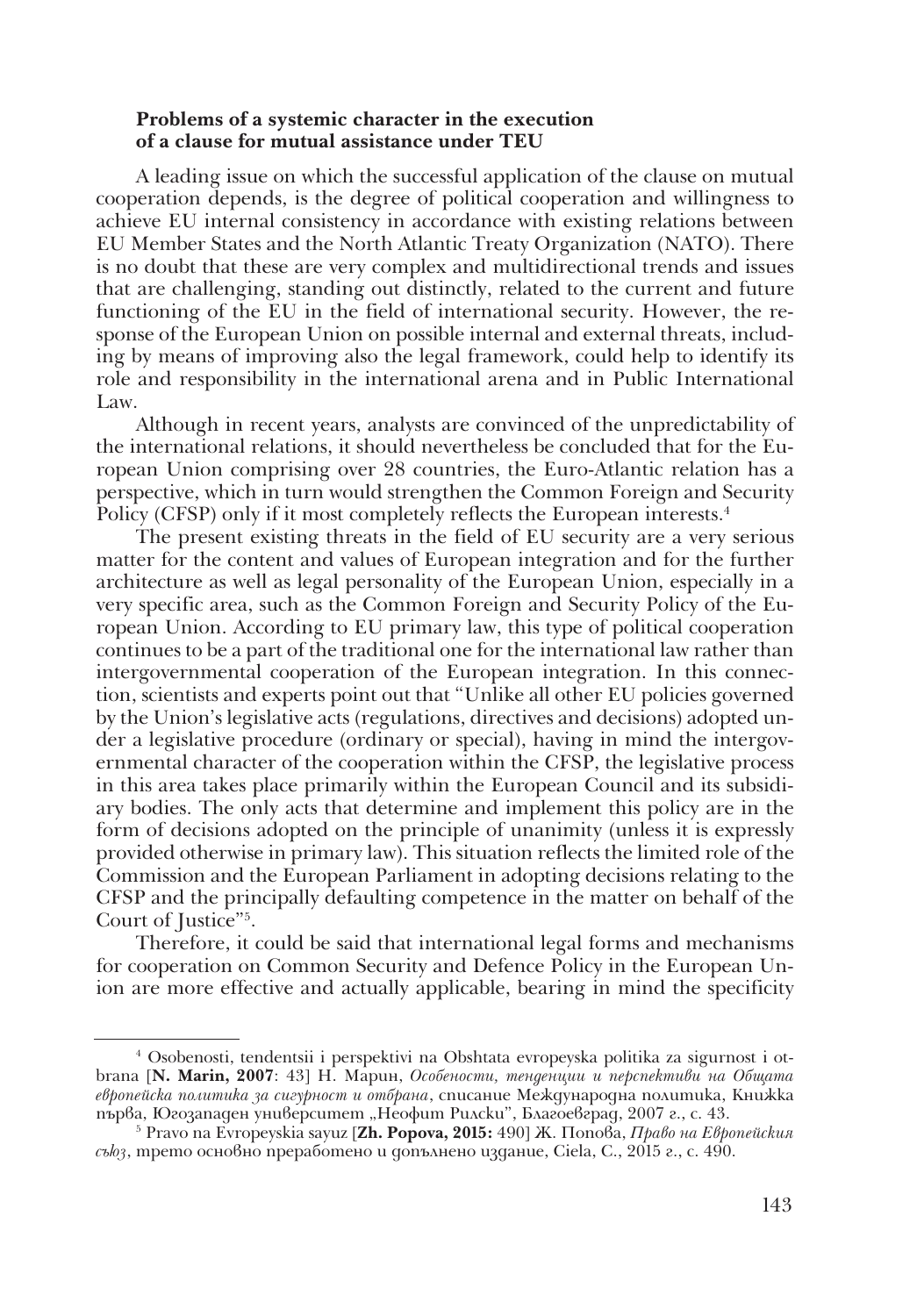**Problems of a systemic character in the execution of a clause for mutual assistance under TEU**

A leading issue on which the successful application of the clause on mutual cooperation depends, is the degree of political cooperation and willingness to achieve EU internal consistency in accordance with existing relations between EU Member States and the North Atlantic Treaty Organization (NATO). There is no doubt that these are very complex and multidirectional trends and issues that are challenging, standing out distinctly, related to the current and future functioning of the EU in the field of international security. However, the response of the European Union on possible internal and external threats, including by means of improving also the legal framework, could help to identify its role and responsibility in the international arena and in Public International Law.

Although in recent years, analysts are convinced of the unpredictability of the international relations, it should nevertheless be concluded that for the European Union comprising over 28 countries, the Euro-Atlantic relation has a perspective, which in turn would strengthen the Common Foreign and Security Policy (CFSP) only if it most completely reflects the European interests.[4]

The present existing threats in the field of EU security are a very serious matter for the content and values of European integration and for the further architecture as well as legal personality of the European Union, especially in a very specific area, such as the Common Foreign and Security Policy of the European Union. According to EU primary law, this type of political cooperation continues to be a part of the traditional one for the international law rather than intergovernmental cooperation of the European integration. In this connection, scientists and experts point out that "Unlike all other EU policies governed by the Union's legislative acts (regulations, directives and decisions) adopted under a legislative procedure (ordinary or special), having in mind the intergovernmental character of the cooperation within the CFSP, the legislative process in this area takes place primarily within the European Council and its subsidiary bodies. The only acts that determine and implement this policy are in the form of decisions adopted on the principle of unanimity (unless it is expressly provided otherwise in primary law). This situation reflects the limited role of the Commission and the European Parliament in adopting decisions relating to the CFSP and the principally defaulting competence in the matter on behalf of the Court of Justice"[5].

Therefore, it could be said that international legal forms and mechanisms for cooperation on Common Security and Defence Policy in the European Union are more effective and actually applicable, bearing in mind the specificity

---

[4] Osobenosti, tendentsii i perspektivi na Obshtata evropeyska politika za sigurnost i otbrana [**N. Marin, 2007**: 43] Н. Марин, *Особености, тенденции и перспективи на Общата европейска политика за сигурност и отбрана*, списание Международна политика, Книжка първа, Югозападен университет „Неофит Рилски", Благоевград, 2007 г., с. 43.

[5] Pravo na Evropeyskia sayuz [**Zh. Popova, 2015:** 490] Ж. Попова, *Право на Европейския съюз*, трето основно преработено и допълнено издание, Ciela, С., 2015 г., с. 490.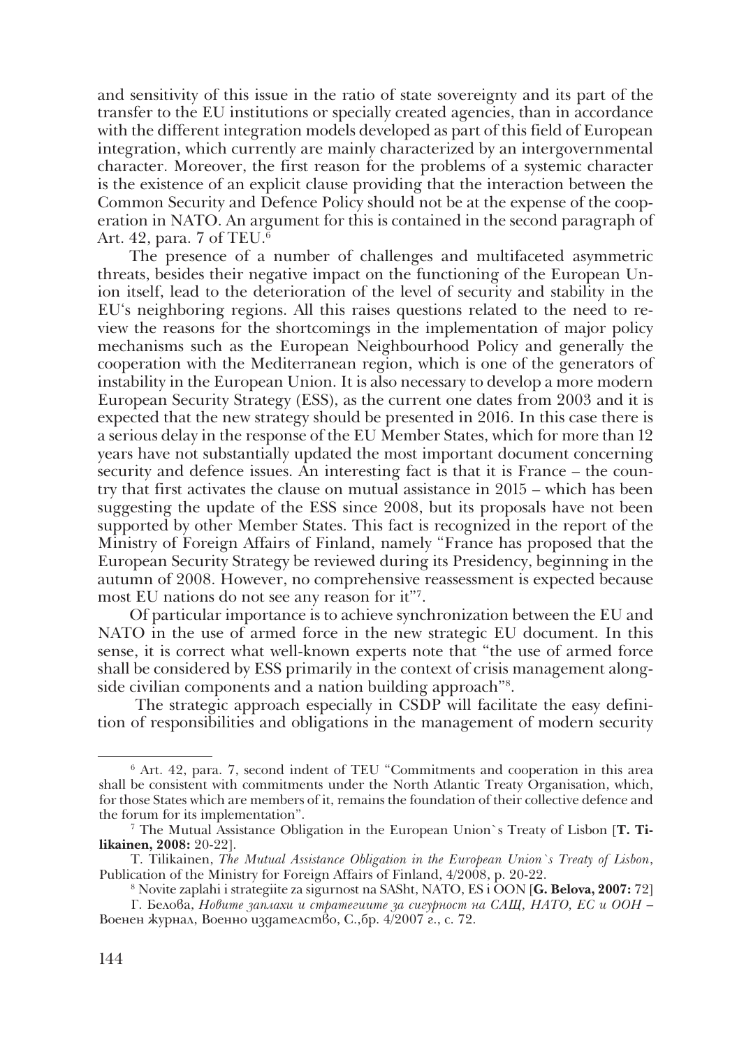and sensitivity of this issue in the ratio of state sovereignty and its part of the transfer to the EU institutions or specially created agencies, than in accordance with the different integration models developed as part of this field of European integration, which currently are mainly characterized by an intergovernmental character. Moreover, the first reason for the problems of a systemic character is the existence of an explicit clause providing that the interaction between the Common Security and Defence Policy should not be at the expense of the cooperation in NATO. An argument for this is contained in the second paragraph of Art. 42, para. 7 of TEU.[6]

The presence of a number of challenges and multifaceted asymmetric threats, besides their negative impact on the functioning of the European Union itself, lead to the deterioration of the level of security and stability in the EU's neighboring regions. All this raises questions related to the need to review the reasons for the shortcomings in the implementation of major policy mechanisms such as the European Neighbourhood Policy and generally the cooperation with the Mediterranean region, which is one of the generators of instability in the European Union. It is also necessary to develop a more modern European Security Strategy (ESS), as the current one dates from 2003 and it is expected that the new strategy should be presented in 2016. In this case there is a serious delay in the response of the EU Member States, which for more than 12 years have not substantially updated the most important document concerning security and defence issues. An interesting fact is that it is France – the country that first activates the clause on mutual assistance in 2015 – which has been suggesting the update of the ESS since 2008, but its proposals have not been supported by other Member States. This fact is recognized in the report of the Ministry of Foreign Affairs of Finland, namely "France has proposed that the European Security Strategy be reviewed during its Presidency, beginning in the autumn of 2008. However, no comprehensive reassessment is expected because most EU nations do not see any reason for it"[7].

Of particular importance is to achieve synchronization between the EU and NATO in the use of armed force in the new strategic EU document. In this sense, it is correct what well-known experts note that "the use of armed force shall be considered by ESS primarily in the context of crisis management alongside civilian components and a nation building approach"[8].

The strategic approach especially in CSDP will facilitate the easy definition of responsibilities and obligations in the management of modern security

---

[6] Art. 42, para. 7, second indent of TEU "Commitments and cooperation in this area shall be consistent with commitments under the North Atlantic Treaty Organisation, which, for those States which are members of it, remains the foundation of their collective defence and the forum for its implementation".

[7] The Mutual Assistance Obligation in the European Union`s Treaty of Lisbon [**T. Tilikainen, 2008:** 20-22].

T. Tilikainen, *The Mutual Assistance Obligation in the European Union`s Treaty of Lisbon*, Publication of the Ministry for Foreign Affairs of Finland, 4/2008, p. 20-22.

[8] Novite zaplahi i strategiite za sigurnost na SASht, NATO, ES i OON [**G. Belova, 2007:** 72]

Г. Белова, *Новите заплахи и стратегиите за сигурност на САЩ, НАТО, ЕС и ООН* – Военен журнал, Военно издателство, С.,бр. 4/2007 г., с. 72.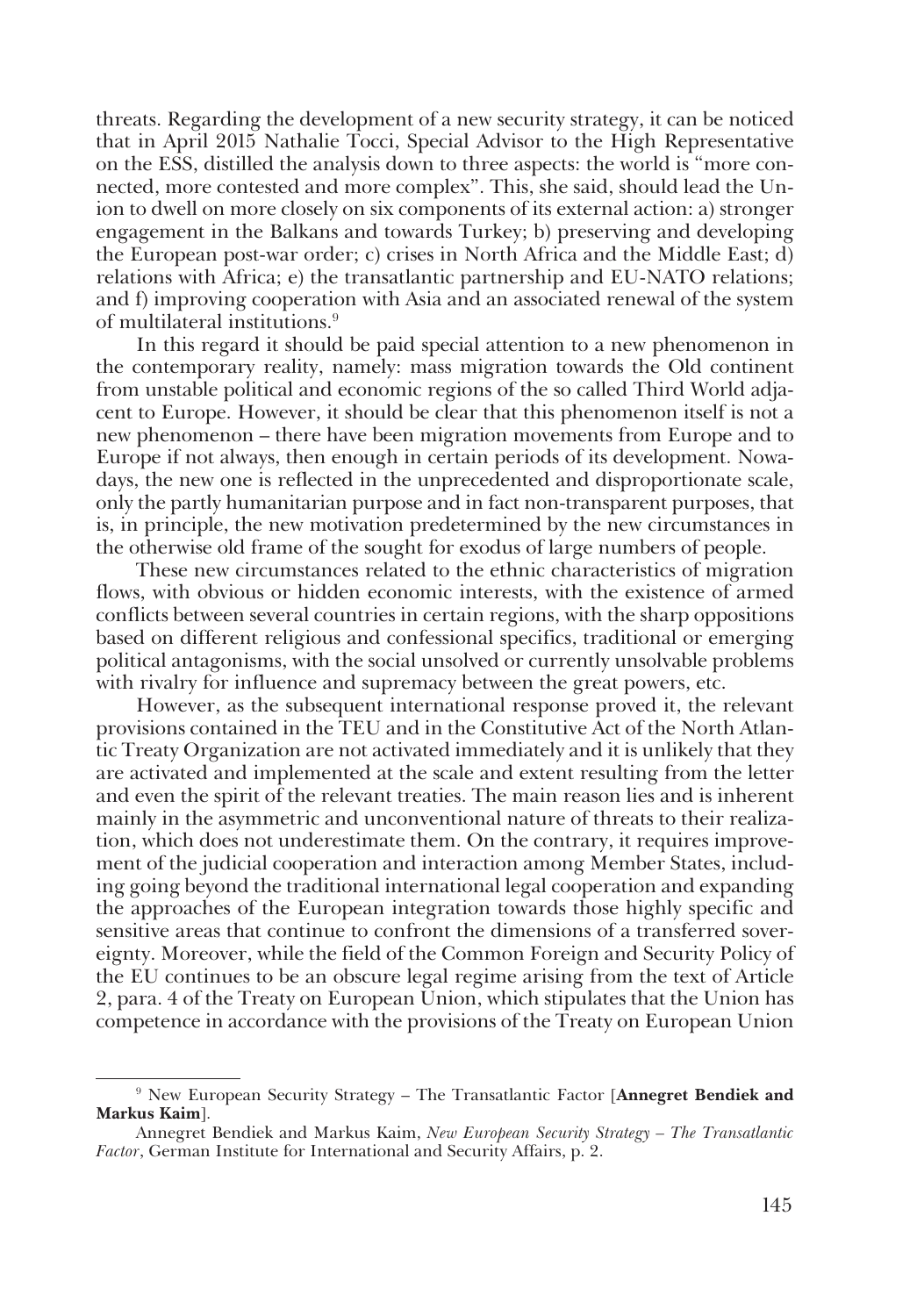threats. Regarding the development of a new security strategy, it can be noticed that in April 2015 Nathalie Tocci, Special Advisor to the High Representative on the ESS, distilled the analysis down to three aspects: the world is "more connected, more contested and more complex". This, she said, should lead the Union to dwell on more closely on six components of its external action: a) stronger engagement in the Balkans and towards Turkey; b) preserving and developing the European post-war order; c) crises in North Africa and the Middle East; d) relations with Africa; e) the transatlantic partnership and EU-NATO relations; and f) improving cooperation with Asia and an associated renewal of the system of multilateral institutions.[9]

In this regard it should be paid special attention to a new phenomenon in the contemporary reality, namely: mass migration towards the Old continent from unstable political and economic regions of the so called Third World adjacent to Europe. However, it should be clear that this phenomenon itself is not a new phenomenon – there have been migration movements from Europe and to Europe if not always, then enough in certain periods of its development. Nowadays, the new one is reflected in the unprecedented and disproportionate scale, only the partly humanitarian purpose and in fact non-transparent purposes, that is, in principle, the new motivation predetermined by the new circumstances in the otherwise old frame of the sought for exodus of large numbers of people.

These new circumstances related to the ethnic characteristics of migration flows, with obvious or hidden economic interests, with the existence of armed conflicts between several countries in certain regions, with the sharp oppositions based on different religious and confessional specifics, traditional or emerging political antagonisms, with the social unsolved or currently unsolvable problems with rivalry for influence and supremacy between the great powers, etc.

However, as the subsequent international response proved it, the relevant provisions contained in the TEU and in the Constitutive Act of the North Atlantic Treaty Organization are not activated immediately and it is unlikely that they are activated and implemented at the scale and extent resulting from the letter and even the spirit of the relevant treaties. The main reason lies and is inherent mainly in the asymmetric and unconventional nature of threats to their realization, which does not underestimate them. On the contrary, it requires improvement of the judicial cooperation and interaction among Member States, including going beyond the traditional international legal cooperation and expanding the approaches of the European integration towards those highly specific and sensitive areas that continue to confront the dimensions of a transferred sovereignty. Moreover, while the field of the Common Foreign and Security Policy of the EU continues to be an obscure legal regime arising from the text of Article 2, para. 4 of the Treaty on European Union, which stipulates that the Union has competence in accordance with the provisions of the Treaty on European Union

---

[9] New European Security Strategy – The Transatlantic Factor [**Annegret Bendiek and Markus Kaim**].

Annegret Bendiek and Markus Kaim, *New European Security Strategy – The Transatlantic Factor*, German Institute for International and Security Affairs, p. 2.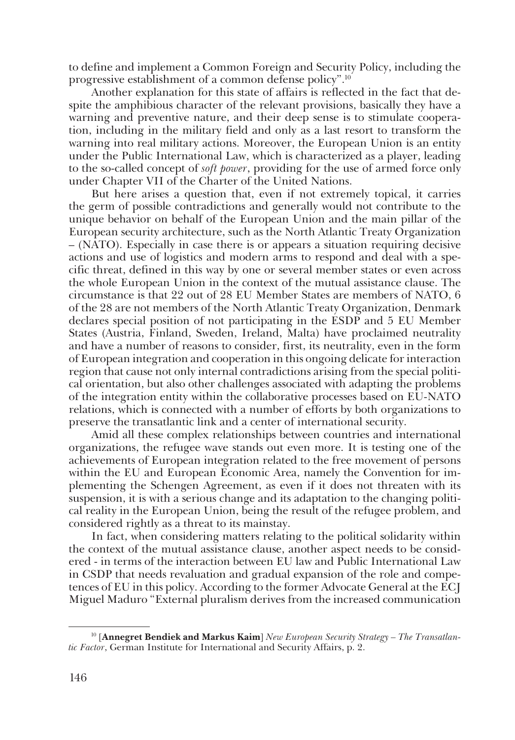to define and implement a Common Foreign and Security Policy, including the progressive establishment of a common defense policy".[10]

Another explanation for this state of affairs is reflected in the fact that despite the amphibious character of the relevant provisions, basically they have a warning and preventive nature, and their deep sense is to stimulate cooperation, including in the military field and only as a last resort to transform the warning into real military actions. Moreover, the European Union is an entity under the Public International Law, which is characterized as a player, leading to the so-called concept of *soft power*, providing for the use of armed force only under Chapter VII of the Charter of the United Nations.

But here arises a question that, even if not extremely topical, it carries the germ of possible contradictions and generally would not contribute to the unique behavior on behalf of the European Union and the main pillar of the European security architecture, such as the North Atlantic Treaty Organization – (NATO). Especially in case there is or appears a situation requiring decisive actions and use of logistics and modern arms to respond and deal with a specific threat, defined in this way by one or several member states or even across the whole European Union in the context of the mutual assistance clause. The circumstance is that 22 out of 28 EU Member States are members of NATO, 6 of the 28 are not members of the North Atlantic Treaty Organization, Denmark declares special position of not participating in the ESDP and 5 EU Member States (Austria, Finland, Sweden, Ireland, Malta) have proclaimed neutrality and have a number of reasons to consider, first, its neutrality, even in the form of European integration and cooperation in this ongoing delicate for interaction region that cause not only internal contradictions arising from the special political orientation, but also other challenges associated with adapting the problems of the integration entity within the collaborative processes based on EU-NATO relations, which is connected with a number of efforts by both organizations to preserve the transatlantic link and a center of international security.

Amid all these complex relationships between countries and international organizations, the refugee wave stands out even more. It is testing one of the achievements of European integration related to the free movement of persons within the EU and European Economic Area, namely the Convention for implementing the Schengen Agreement, as even if it does not threaten with its suspension, it is with a serious change and its adaptation to the changing political reality in the European Union, being the result of the refugee problem, and considered rightly as a threat to its mainstay.

In fact, when considering matters relating to the political solidarity within the context of the mutual assistance clause, another aspect needs to be considered - in terms of the interaction between EU law and Public International Law in CSDP that needs revaluation and gradual expansion of the role and competences of EU in this policy. According to the former Advocate General at the ECJ Miguel Maduro "External pluralism derives from the increased communication

[10] [**Annegret Bendiek and Markus Kaim**] *New European Security Strategy – The Transatlantic Factor*, German Institute for International and Security Affairs, p. 2.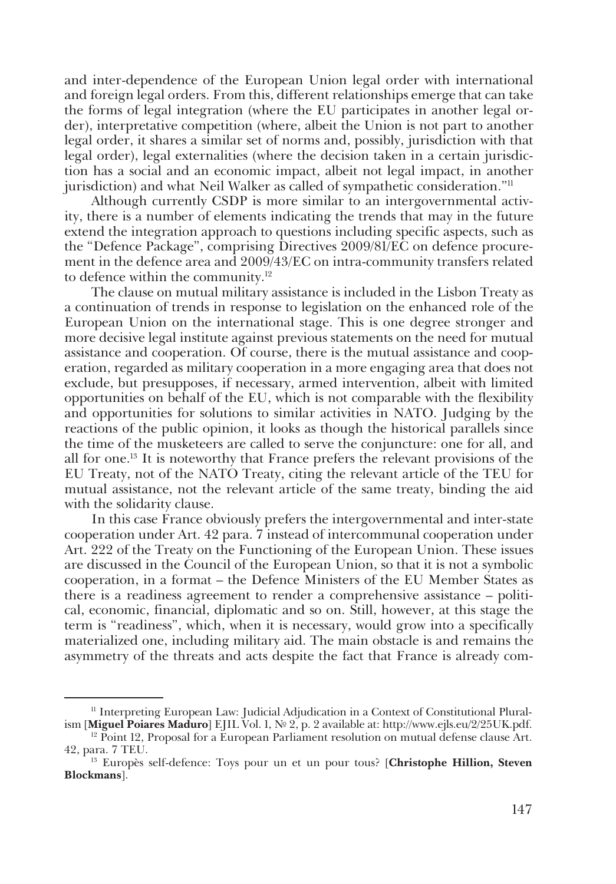and inter-dependence of the European Union legal order with international and foreign legal orders. From this, different relationships emerge that can take the forms of legal integration (where the EU participates in another legal order), interpretative competition (where, albeit the Union is not part to another legal order, it shares a similar set of norms and, possibly, jurisdiction with that legal order), legal externalities (where the decision taken in a certain jurisdiction has a social and an economic impact, albeit not legal impact, in another jurisdiction) and what Neil Walker as called of sympathetic consideration."[11]

Although currently CSDP is more similar to an intergovernmental activity, there is a number of elements indicating the trends that may in the future extend the integration approach to questions including specific aspects, such as the "Defence Package", comprising Directives 2009/81/EC on defence procurement in the defence area and 2009/43/EC on intra-community transfers related to defence within the community.[12]

The clause on mutual military assistance is included in the Lisbon Treaty as a continuation of trends in response to legislation on the enhanced role of the European Union on the international stage. This is one degree stronger and more decisive legal institute against previous statements on the need for mutual assistance and cooperation. Of course, there is the mutual assistance and cooperation, regarded as military cooperation in a more engaging area that does not exclude, but presupposes, if necessary, armed intervention, albeit with limited opportunities on behalf of the EU, which is not comparable with the flexibility and opportunities for solutions to similar activities in NATO. Judging by the reactions of the public opinion, it looks as though the historical parallels since the time of the musketeers are called to serve the conjuncture: one for all, and all for one.[13] It is noteworthy that France prefers the relevant provisions of the EU Treaty, not of the NATO Treaty, citing the relevant article of the TEU for mutual assistance, not the relevant article of the same treaty, binding the aid with the solidarity clause.

In this case France obviously prefers the intergovernmental and inter-state cooperation under Art. 42 para. 7 instead of intercommunal cooperation under Art. 222 of the Treaty on the Functioning of the European Union. These issues are discussed in the Council of the European Union, so that it is not a symbolic cooperation, in a format – the Defence Ministers of the EU Member States as there is a readiness agreement to render a comprehensive assistance – political, economic, financial, diplomatic and so on. Still, however, at this stage the term is "readiness", which, when it is necessary, would grow into a specifically materialized one, including military aid. The main obstacle is and remains the asymmetry of the threats and acts despite the fact that France is already com-

---

[11] Interpreting European Law: Judicial Adjudication in a Context of Constitutional Pluralism [**Miguel Poiares Maduro**] EJIL Vol. 1, № 2, p. 2 available at: http://www.ejls.eu/2/25UK.pdf.

[12] Point 12, Proposal for a European Parliament resolution on mutual defense clause Art. 42, para. 7 TEU.

[13] Europès self-defence: Toys pour un et un pour tous? [**Christophe Hillion, Steven Blockmans**].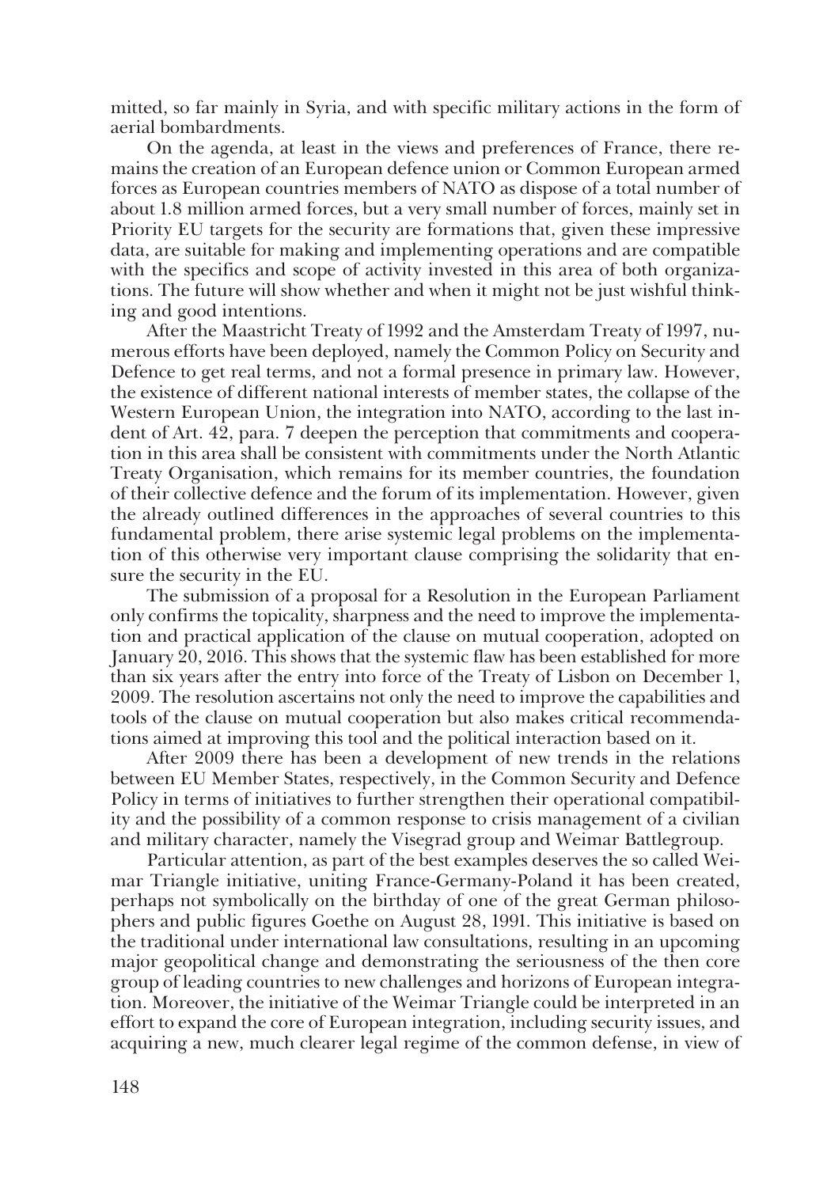mitted, so far mainly in Syria, and with specific military actions in the form of aerial bombardments.

On the agenda, at least in the views and preferences of France, there remains the creation of an European defence union or Common European armed forces as European countries members of NATO as dispose of a total number of about 1.8 million armed forces, but a very small number of forces, mainly set in Priority EU targets for the security are formations that, given these impressive data, are suitable for making and implementing operations and are compatible with the specifics and scope of activity invested in this area of both organizations. The future will show whether and when it might not be just wishful thinking and good intentions.

After the Maastricht Treaty of 1992 and the Amsterdam Treaty of 1997, numerous efforts have been deployed, namely the Common Policy on Security and Defence to get real terms, and not a formal presence in primary law. However, the existence of different national interests of member states, the collapse of the Western European Union, the integration into NATO, according to the last indent of Art. 42, para. 7 deepen the perception that commitments and cooperation in this area shall be consistent with commitments under the North Atlantic Treaty Organisation, which remains for its member countries, the foundation of their collective defence and the forum of its implementation. However, given the already outlined differences in the approaches of several countries to this fundamental problem, there arise systemic legal problems on the implementation of this otherwise very important clause comprising the solidarity that ensure the security in the EU.

The submission of a proposal for a Resolution in the European Parliament only confirms the topicality, sharpness and the need to improve the implementation and practical application of the clause on mutual cooperation, adopted on January 20, 2016. This shows that the systemic flaw has been established for more than six years after the entry into force of the Treaty of Lisbon on December 1, 2009. The resolution ascertains not only the need to improve the capabilities and tools of the clause on mutual cooperation but also makes critical recommendations aimed at improving this tool and the political interaction based on it.

After 2009 there has been a development of new trends in the relations between EU Member States, respectively, in the Common Security and Defence Policy in terms of initiatives to further strengthen their operational compatibility and the possibility of a common response to crisis management of a civilian and military character, namely the Visegrad group and Weimar Battlegroup.

Particular attention, as part of the best examples deserves the so called Weimar Triangle initiative, uniting France-Germany-Poland it has been created, perhaps not symbolically on the birthday of one of the great German philosophers and public figures Goethe on August 28, 1991. This initiative is based on the traditional under international law consultations, resulting in an upcoming major geopolitical change and demonstrating the seriousness of the then core group of leading countries to new challenges and horizons of European integration. Moreover, the initiative of the Weimar Triangle could be interpreted in an effort to expand the core of European integration, including security issues, and acquiring a new, much clearer legal regime of the common defense, in view of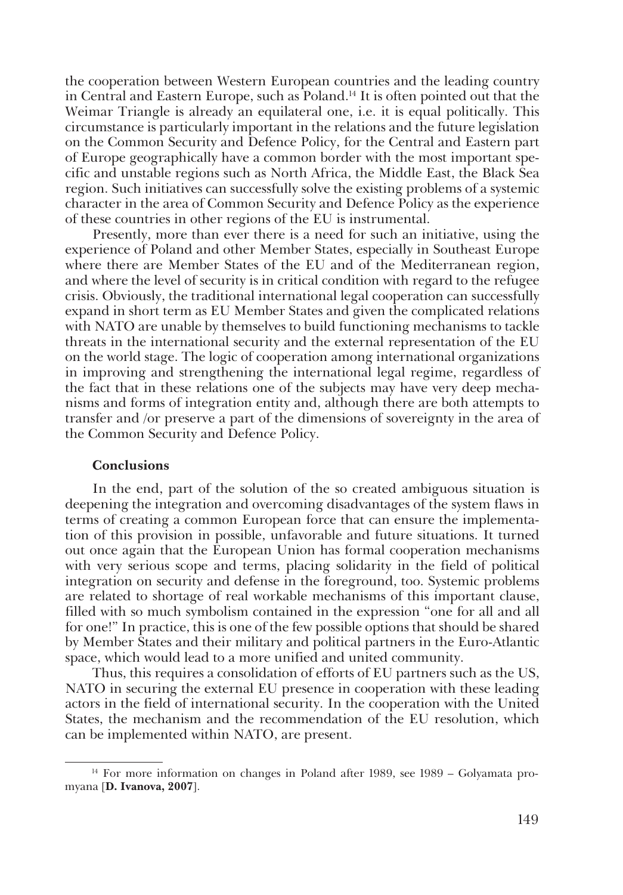the cooperation between Western European countries and the leading country in Central and Eastern Europe, such as Poland.[14] It is often pointed out that the Weimar Triangle is already an equilateral one, i.e. it is equal politically. This circumstance is particularly important in the relations and the future legislation on the Common Security and Defence Policy, for the Central and Eastern part of Europe geographically have a common border with the most important specific and unstable regions such as North Africa, the Middle East, the Black Sea region. Such initiatives can successfully solve the existing problems of a systemic character in the area of Common Security and Defence Policy as the experience of these countries in other regions of the EU is instrumental.

Presently, more than ever there is a need for such an initiative, using the experience of Poland and other Member States, especially in Southeast Europe where there are Member States of the EU and of the Mediterranean region, and where the level of security is in critical condition with regard to the refugee crisis. Obviously, the traditional international legal cooperation can successfully expand in short term as EU Member States and given the complicated relations with NATO are unable by themselves to build functioning mechanisms to tackle threats in the international security and the external representation of the EU on the world stage. The logic of cooperation among international organizations in improving and strengthening the international legal regime, regardless of the fact that in these relations one of the subjects may have very deep mechanisms and forms of integration entity and, although there are both attempts to transfer and /or preserve a part of the dimensions of sovereignty in the area of the Common Security and Defence Policy.

## Conclusions

In the end, part of the solution of the so created ambiguous situation is deepening the integration and overcoming disadvantages of the system flaws in terms of creating a common European force that can ensure the implementation of this provision in possible, unfavorable and future situations. It turned out once again that the European Union has formal cooperation mechanisms with very serious scope and terms, placing solidarity in the field of political integration on security and defense in the foreground, too. Systemic problems are related to shortage of real workable mechanisms of this important clause, filled with so much symbolism contained in the expression "one for all and all for one!" In practice, this is one of the few possible options that should be shared by Member States and their military and political partners in the Euro-Atlantic space, which would lead to a more unified and united community.

Thus, this requires a consolidation of efforts of EU partners such as the US, NATO in securing the external EU presence in cooperation with these leading actors in the field of international security. In the cooperation with the United States, the mechanism and the recommendation of the EU resolution, which can be implemented within NATO, are present.

---

[14] For more information on changes in Poland after 1989, see 1989 – Golyamata promyana [**D. Ivanova, 2007**].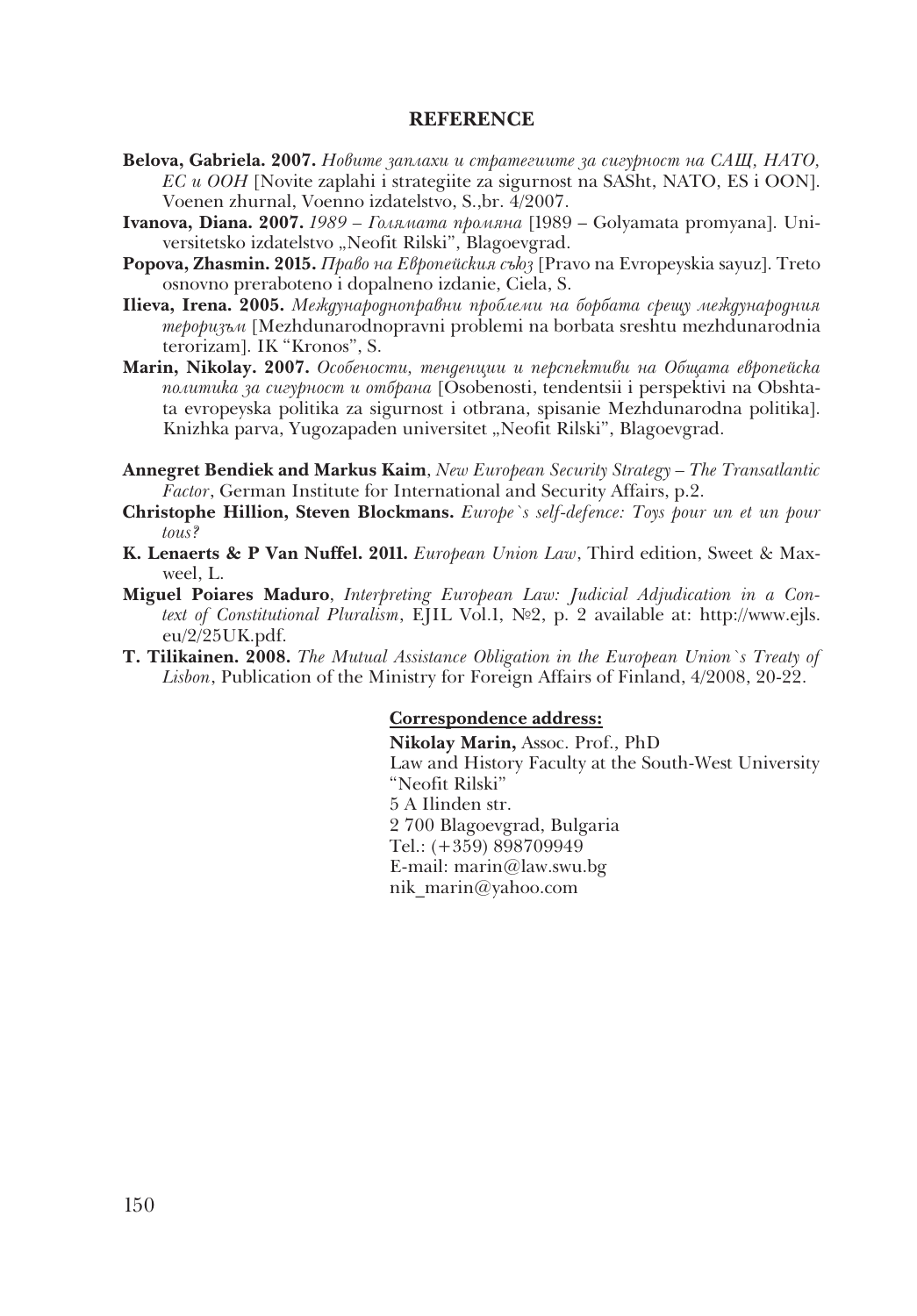## REFERENCE

**Belova, Gabriela. 2007.** *Новите заплахи и стратегиите за сигурност на САЩ, НАТО, ЕС и ООН* [Novite zaplahi i strategiite za sigurnost na SASht, NATO, ES i OON]. Voenen zhurnal, Voenno izdatelstvo, S.,br. 4/2007.

**Ivanova, Diana. 2007.** *1989 – Голямата промяна* [1989 – Golyamata promyana]. Universitetsko izdatelstvo „Neofit Rilski", Blagoevgrad.

**Popova, Zhasmin. 2015.** *Право на Европейския съюз* [Pravo na Evropeyskia sayuz]. Treto osnovno preraboteno i dopalneno izdanie, Ciela, S.

**Ilieva, Irena. 2005.** *Международноправни проблеми на борбата срещу международния тероризъм* [Mezhdunarodnopravni problemi na borbata sreshtu mezhdunarodnia terorizam]. IK "Kronos", S.

**Marin, Nikolay. 2007.** *Особености, тенденции и перспективи на Общата европейска политика за сигурност и отбрана* [Osobenosti, tendentsii i perspektivi na Obshtata evropeyska politika za sigurnost i otbrana, spisanie Mezhdunarodna politika]. Knizhka parva, Yugozapaden universitet „Neofit Rilski", Blagoevgrad.

**Annegret Bendiek and Markus Kaim**, *New European Security Strategy – The Transatlantic Factor*, German Institute for International and Security Affairs, p.2.

**Christophe Hillion, Steven Blockmans.** *Europe`s self-defence: Toys pour un et un pour tous?*

**K. Lenaerts & P Van Nuffel. 2011.** *European Union Law*, Third edition, Sweet & Maxweel, L.

**Miguel Poiares Maduro**, *Interpreting European Law: Judicial Adjudication in a Context of Constitutional Pluralism*, EJIL Vol.1, №2, p. 2 available at: http://www.ejls.eu/2/25UK.pdf.

**T. Tilikainen. 2008.** *The Mutual Assistance Obligation in the European Union`s Treaty of Lisbon*, Publication of the Ministry for Foreign Affairs of Finland, 4/2008, 20-22.

**Correspondence address:**

**Nikolay Marin,** Assoc. Prof., PhD
Law and History Faculty at the South-West University "Neofit Rilski"
5 A Ilinden str.
2 700 Blagoevgrad, Bulgaria
Tel.: (+359) 898709949
E-mail: marin@law.swu.bg
nik_marin@yahoo.com